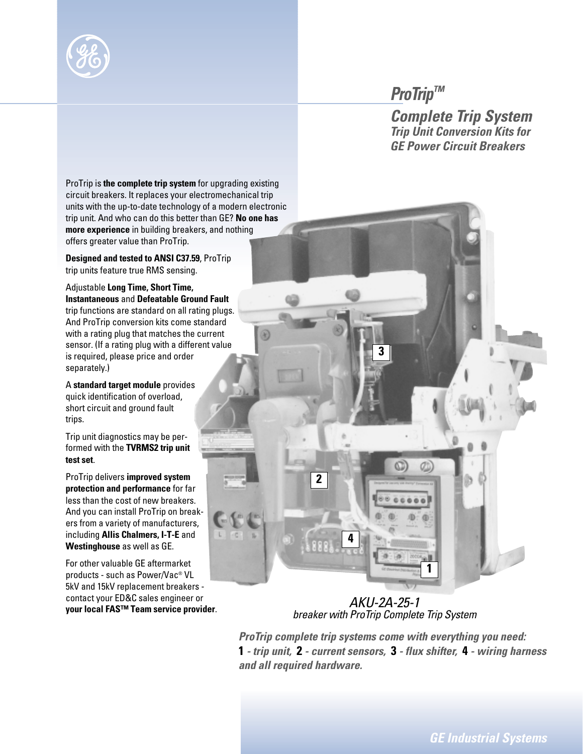# ProTrip™

## Complete Trip System

### Trip Unit Conversion Kits for GE Power Circuit Breakers

ProTrip is **the complete trip system** for upgrading existing circuit breakers. It replaces your electromechanical trip units with the up-to-date technology of a modern electronic trip unit. And who can do this better than GE? **No one has more experience** in building breakers, and nothing offers greater value than ProTrip.

**Designed and tested to ANSI C37.59**, ProTrip trip units feature true RMS sensing.

Adjustable **Long Time, Short Time, Instantaneous** and **Defeatable Ground Fault** trip functions are standard on all rating plugs. And ProTrip conversion kits come standard with a rating plug that matches the current sensor. (If a rating plug with a different value is required, please price and order separately.)

A **standard target module** provides quick identification of overload, short circuit and ground fault trips.

Trip unit diagnostics may be performed with the **TVRMS2 trip unit test set**.

ProTrip delivers **improved system protection and performance** for far less than the cost of new breakers. And you can install ProTrip on breakers from a variety of manufacturers, including **Allis Chalmers, I-T-E** and **Westinghouse** as well as GE.

For other valuable GE aftermarket products - such as Power/Vac® VL 5kV and 15kV replacement breakers - contact your ED&C sales engineer or **your local FAS™ Team service provider**.

*AKU-2A-25-1*
*breaker with ProTrip Complete Trip System*

***ProTrip complete trip systems come with everything you need:***
***1** - trip unit, **2** - current sensors, **3** - flux shifter, **4** - wiring harness and all required hardware.*

**GE Industrial Systems**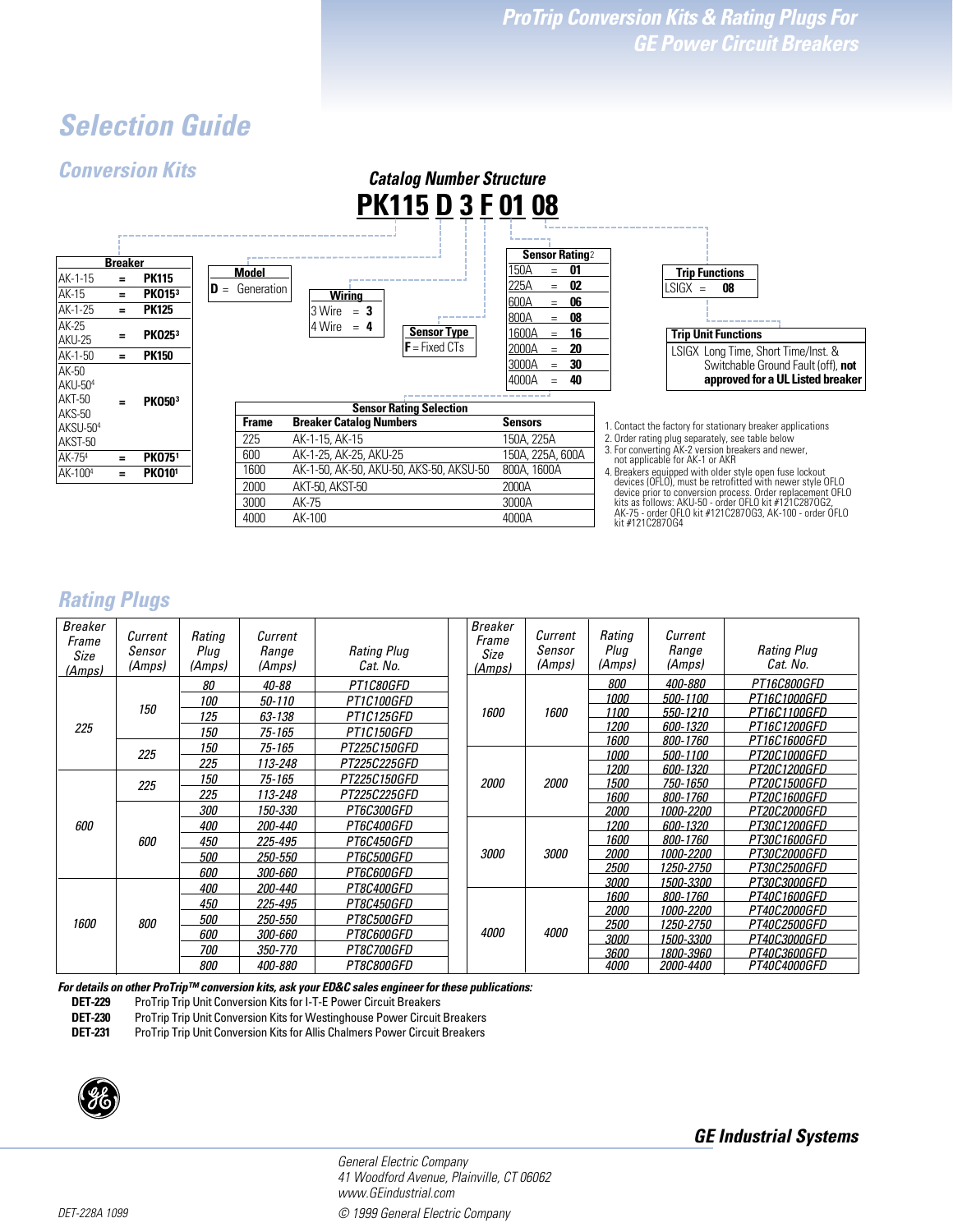# Selection Guide

## Conversion Kits

### Catalog Number Structure

**PK115 D 3 F 01 08**

| Breaker | | |
|---|---|---|
| AK-1-15 | = | **PK115** |
| AK-15 | = | **PKO15**[3] |
| AK-1-25 | = | **PK125** |
| AK-25, AKU-25 | = | **PKO25**[3] |
| AK-1-50 | = | **PK150** |
| AK-50, AKU-50[4], AKT-50, AKS-50, AKSU-50[4], AKST-50 | = | **PKO50**[3] |
| AK-75[4] | = | **PKO75**[1] |
| AK-100[4] | = | **PKO10**[1] |

| Model | |
|---|---|
| **D** = | Generation |

| Wiring | | |
|---|---|---|
| 3 Wire | = | **3** |
| 4 Wire | = | **4** |

| Sensor Type |
|---|
| **F** = Fixed CTs |

| Sensor Rating[2] | | |
|---|---|---|
| 150A | = | **01** |
| 225A | = | **02** |
| 600A | = | **06** |
| 800A | = | **08** |
| 1600A | = | **16** |
| 2000A | = | **20** |
| 3000A | = | **30** |
| 4000A | = | **40** |

| Trip Functions | | |
|---|---|---|
| LSIGX | = | **08** |

| Trip Unit Functions | |
|---|---|
| LSIGX | Long Time, Short Time/Inst. & Switchable Ground Fault (off), **not approved for a UL Listed breaker** |

| Sensor Rating Selection | | |
|---|---|---|
| **Frame** | **Breaker Catalog Numbers** | **Sensors** |
| 225 | AK-1-15, AK-15 | 150A, 225A |
| 600 | AK-1-25, AK-25, AKU-25 | 150A, 225A, 600A |
| 1600 | AK-1-50, AK-50, AKU-50, AKS-50, AKSU-50 | 800A, 1600A |
| 2000 | AKT-50, AKST-50 | 2000A |
| 3000 | AK-75 | 3000A |
| 4000 | AK-100 | 4000A |

1. Contact the factory for stationary breaker applications
2. Order rating plug separately, see table below
3. For converting AK-2 version breakers and newer, not applicable for AK-1 or AKR
4. Breakers equipped with older style open fuse lockout devices (OFLO), must be retrofitted with newer style OFLO device prior to conversion process. Order replacement OFLO kits as follows: AKU-50 - order OFLO kit #121C2870G2, AK-75 - order OFLO kit #121C2870G3, AK-100 - order OFLO kit #121C2870G4

## Rating Plugs

| Breaker Frame Size (Amps) | Current Sensor (Amps) | Rating Plug (Amps) | Current Range (Amps) | Rating Plug Cat. No. |
|---|---|---|---|---|
| 225 | 150 | 80 | 40-88 | PT1C80GFD |
| | | 100 | 50-110 | PT1C100GFD |
| | | 125 | 63-138 | PT1C125GFD |
| | | 150 | 75-165 | PT1C150GFD |
| | 225 | 150 | 75-165 | PT225C150GFD |
| | | 225 | 113-248 | PT225C225GFD |
| 600 | 225 | 150 | 75-165 | PT225C150GFD |
| | | 225 | 113-248 | PT225C225GFD |
| | 600 | 300 | 150-330 | PT6C300GFD |
| | | 400 | 200-440 | PT6C400GFD |
| | | 450 | 225-495 | PT6C450GFD |
| | | 500 | 250-550 | PT6C500GFD |
| | | 600 | 300-660 | PT6C600GFD |
| 1600 | 800 | 400 | 200-440 | PT8C400GFD |
| | | 450 | 225-495 | PT8C450GFD |
| | | 500 | 250-550 | PT8C500GFD |
| | | 600 | 300-660 | PT8C600GFD |
| | | 700 | 350-770 | PT8C700GFD |
| | | 800 | 400-880 | PT8C800GFD |
| 1600 | 1600 | 800 | 400-880 | PT16C800GFD |
| | | 1000 | 500-1100 | PT16C1000GFD |
| | | 1100 | 550-1210 | PT16C1100GFD |
| | | 1200 | 600-1320 | PT16C1200GFD |
| | | 1600 | 800-1760 | PT16C1600GFD |
| 2000 | 2000 | 1000 | 500-1100 | PT20C1000GFD |
| | | 1200 | 600-1320 | PT20C1200GFD |
| | | 1500 | 750-1650 | PT20C1500GFD |
| | | 1600 | 800-1760 | PT20C1600GFD |
| | | 2000 | 1000-2200 | PT20C2000GFD |
| 3000 | 3000 | 1200 | 600-1320 | PT30C1200GFD |
| | | 1600 | 800-1760 | PT30C1600GFD |
| | | 2000 | 1000-2200 | PT30C2000GFD |
| | | 2500 | 1250-2750 | PT30C2500GFD |
| | | 3000 | 1500-3300 | PT30C3000GFD |
| 4000 | 4000 | 1600 | 800-1760 | PT40C1600GFD |
| | | 2000 | 1000-2200 | PT40C2000GFD |
| | | 2500 | 1250-2750 | PT40C2500GFD |
| | | 3000 | 1500-3300 | PT40C3000GFD |
| | | 3600 | 1800-3960 | PT40C3600GFD |
| | | 4000 | 2000-4400 | PT40C4000GFD |

***For details on other ProTrip™ conversion kits, ask your ED&C sales engineer for these publications:***

- **DET-229** ProTrip Trip Unit Conversion Kits for I-T-E Power Circuit Breakers
- **DET-230** ProTrip Trip Unit Conversion Kits for Westinghouse Power Circuit Breakers
- **DET-231** ProTrip Trip Unit Conversion Kits for Allis Chalmers Power Circuit Breakers

***GE Industrial Systems***

*General Electric Company*
*41 Woodford Avenue, Plainville, CT 06062*
*www.GEindustrial.com*

*DET-228A 1099*

*© 1999 General Electric Company*